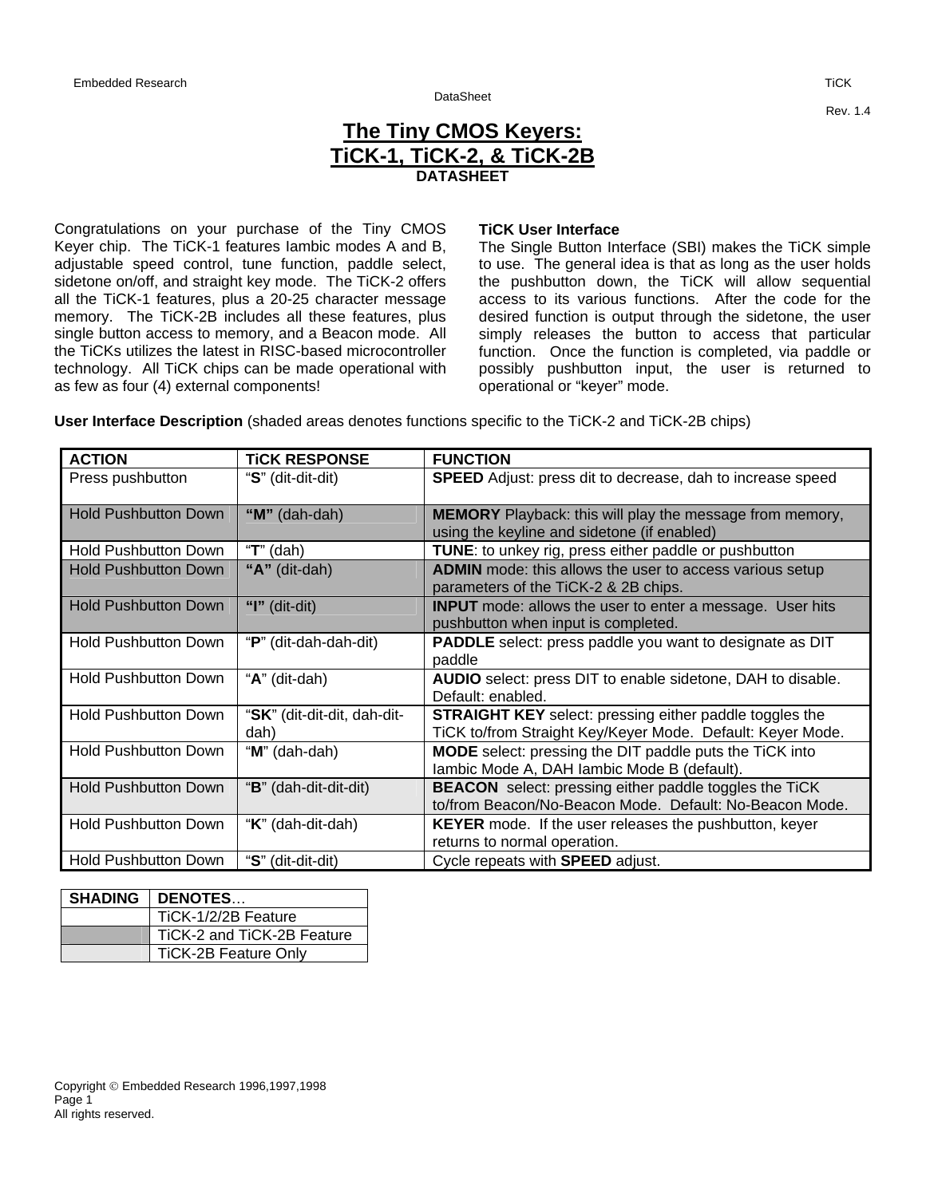# The Tiny CMOS Keyers: TiCK-1, TiCK-2, & TiCK-2B

**DATASHEET**

Congratulations on your purchase of the Tiny CMOS Keyer chip. The TiCK-1 features Iambic modes A and B, adjustable speed control, tune function, paddle select, sidetone on/off, and straight key mode. The TiCK-2 offers all the TiCK-1 features, plus a 20-25 character message memory. The TiCK-2B includes all these features, plus single button access to memory, and a Beacon mode. All the TiCKs utilizes the latest in RISC-based microcontroller technology. All TiCK chips can be made operational with as few as four (4) external components!

**TiCK User Interface**

The Single Button Interface (SBI) makes the TiCK simple to use. The general idea is that as long as the user holds the pushbutton down, the TiCK will allow sequential access to its various functions. After the code for the desired function is output through the sidetone, the user simply releases the button to access that particular function. Once the function is completed, via paddle or possibly pushbutton input, the user is returned to operational or "keyer" mode.

**User Interface Description** (shaded areas denotes functions specific to the TiCK-2 and TiCK-2B chips)

| ACTION | TiCK RESPONSE | FUNCTION |
|---|---|---|
| Press pushbutton | "**S**" (dit-dit-dit) | **SPEED** Adjust: press dit to decrease, dah to increase speed |
| Hold Pushbutton Down | **"M"** (dah-dah) | **MEMORY** Playback: this will play the message from memory, using the keyline and sidetone (if enabled) |
| Hold Pushbutton Down | "**T**" (dah) | **TUNE**: to unkey rig, press either paddle or pushbutton |
| Hold Pushbutton Down | **"A"** (dit-dah) | **ADMIN** mode: this allows the user to access various setup parameters of the TiCK-2 & 2B chips. |
| Hold Pushbutton Down | **"I"** (dit-dit) | **INPUT** mode: allows the user to enter a message. User hits pushbutton when input is completed. |
| Hold Pushbutton Down | "**P**" (dit-dah-dah-dit) | **PADDLE** select: press paddle you want to designate as DIT paddle |
| Hold Pushbutton Down | "**A**" (dit-dah) | **AUDIO** select: press DIT to enable sidetone, DAH to disable. Default: enabled. |
| Hold Pushbutton Down | "**SK**" (dit-dit-dit, dah-dit-dah) | **STRAIGHT KEY** select: pressing either paddle toggles the TiCK to/from Straight Key/Keyer Mode. Default: Keyer Mode. |
| Hold Pushbutton Down | "**M**" (dah-dah) | **MODE** select: pressing the DIT paddle puts the TiCK into Iambic Mode A, DAH Iambic Mode B (default). |
| Hold Pushbutton Down | "**B**" (dah-dit-dit-dit) | **BEACON** select: pressing either paddle toggles the TiCK to/from Beacon/No-Beacon Mode. Default: No-Beacon Mode. |
| Hold Pushbutton Down | "**K**" (dah-dit-dah) | **KEYER** mode. If the user releases the pushbutton, keyer returns to normal operation. |
| Hold Pushbutton Down | "**S**" (dit-dit-dit) | Cycle repeats with **SPEED** adjust. |

| SHADING | DENOTES… |
|---|---|
| (none) | TiCK-1/2/2B Feature |
| (dark) | TiCK-2 and TiCK-2B Feature |
| (light) | TiCK-2B Feature Only |

Copyright © Embedded Research 1996,1997,1998
All rights reserved.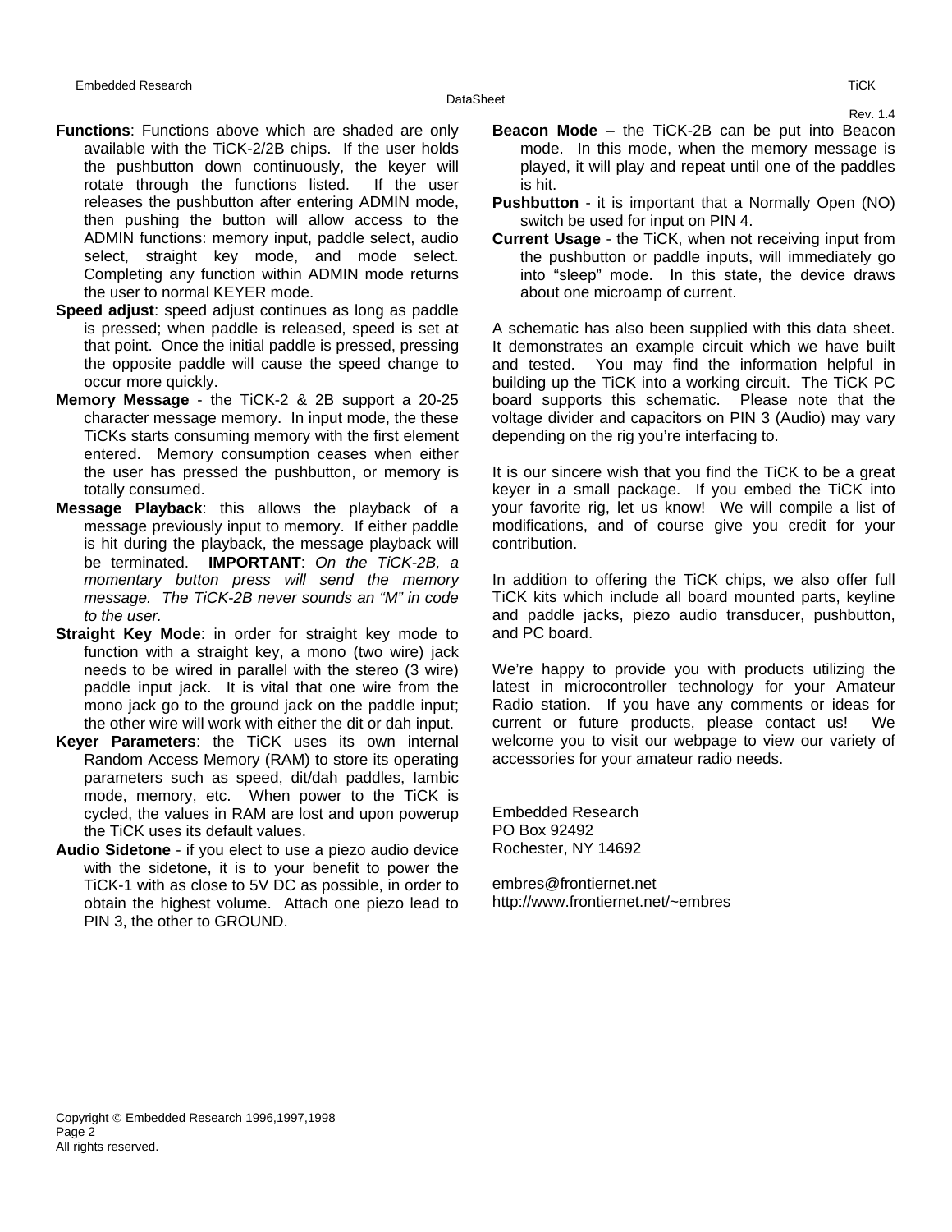**Functions**: Functions above which are shaded are only available with the TiCK-2/2B chips. If the user holds the pushbutton down continuously, the keyer will rotate through the functions listed. If the user releases the pushbutton after entering ADMIN mode, then pushing the button will allow access to the ADMIN functions: memory input, paddle select, audio select, straight key mode, and mode select. Completing any function within ADMIN mode returns the user to normal KEYER mode.

**Speed adjust**: speed adjust continues as long as paddle is pressed; when paddle is released, speed is set at that point. Once the initial paddle is pressed, pressing the opposite paddle will cause the speed change to occur more quickly.

**Memory Message** - the TiCK-2 & 2B support a 20-25 character message memory. In input mode, the these TiCKs starts consuming memory with the first element entered. Memory consumption ceases when either the user has pressed the pushbutton, or memory is totally consumed.

**Message Playback**: this allows the playback of a message previously input to memory. If either paddle is hit during the playback, the message playback will be terminated. **IMPORTANT**: *On the TiCK-2B, a momentary button press will send the memory message. The TiCK-2B never sounds an “M” in code to the user.*

**Straight Key Mode**: in order for straight key mode to function with a straight key, a mono (two wire) jack needs to be wired in parallel with the stereo (3 wire) paddle input jack. It is vital that one wire from the mono jack go to the ground jack on the paddle input; the other wire will work with either the dit or dah input.

**Keyer Parameters**: the TiCK uses its own internal Random Access Memory (RAM) to store its operating parameters such as speed, dit/dah paddles, Iambic mode, memory, etc. When power to the TiCK is cycled, the values in RAM are lost and upon powerup the TiCK uses its default values.

**Audio Sidetone** - if you elect to use a piezo audio device with the sidetone, it is to your benefit to power the TiCK-1 with as close to 5V DC as possible, in order to obtain the highest volume. Attach one piezo lead to PIN 3, the other to GROUND.

**Beacon Mode** – the TiCK-2B can be put into Beacon mode. In this mode, when the memory message is played, it will play and repeat until one of the paddles is hit.

**Pushbutton** - it is important that a Normally Open (NO) switch be used for input on PIN 4.

**Current Usage** - the TiCK, when not receiving input from the pushbutton or paddle inputs, will immediately go into “sleep” mode. In this state, the device draws about one microamp of current.

A schematic has also been supplied with this data sheet. It demonstrates an example circuit which we have built and tested. You may find the information helpful in building up the TiCK into a working circuit. The TiCK PC board supports this schematic. Please note that the voltage divider and capacitors on PIN 3 (Audio) may vary depending on the rig you’re interfacing to.

It is our sincere wish that you find the TiCK to be a great keyer in a small package. If you embed the TiCK into your favorite rig, let us know! We will compile a list of modifications, and of course give you credit for your contribution.

In addition to offering the TiCK chips, we also offer full TiCK kits which include all board mounted parts, keyline and paddle jacks, piezo audio transducer, pushbutton, and PC board.

We’re happy to provide you with products utilizing the latest in microcontroller technology for your Amateur Radio station. If you have any comments or ideas for current or future products, please contact us! We welcome you to visit our webpage to view our variety of accessories for your amateur radio needs.

Embedded Research
PO Box 92492
Rochester, NY 14692

embres@frontiernet.net
http://www.frontiernet.net/~embres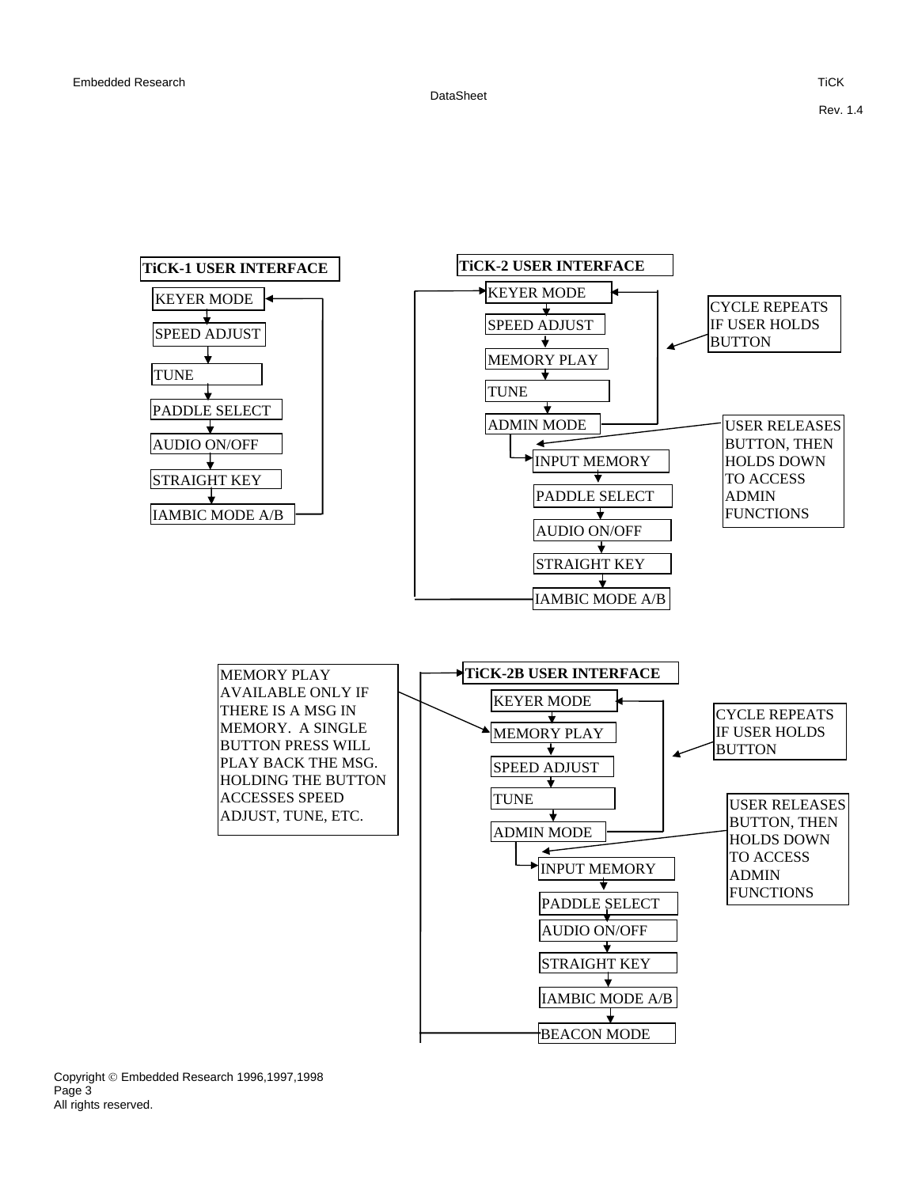**TiCK-1 USER INTERFACE**

- KEYER MODE
- SPEED ADJUST
- TUNE
- PADDLE SELECT
- AUDIO ON/OFF
- STRAIGHT KEY
- IAMBIC MODE A/B

**TiCK-2 USER INTERFACE**

- KEYER MODE
- SPEED ADJUST
- MEMORY PLAY
- TUNE
- ADMIN MODE
  - INPUT MEMORY
  - PADDLE SELECT
  - AUDIO ON/OFF
  - STRAIGHT KEY
  - IAMBIC MODE A/B

CYCLE REPEATS IF USER HOLDS BUTTON

USER RELEASES BUTTON, THEN HOLDS DOWN TO ACCESS ADMIN FUNCTIONS

**TiCK-2B USER INTERFACE**

- KEYER MODE
- MEMORY PLAY
- SPEED ADJUST
- TUNE
- ADMIN MODE
  - INPUT MEMORY
  - PADDLE SELECT
  - AUDIO ON/OFF
  - STRAIGHT KEY
  - IAMBIC MODE A/B
  - BEACON MODE

MEMORY PLAY AVAILABLE ONLY IF THERE IS A MSG IN MEMORY. A SINGLE BUTTON PRESS WILL PLAY BACK THE MSG. HOLDING THE BUTTON ACCESSES SPEED ADJUST, TUNE, ETC.

CYCLE REPEATS IF USER HOLDS BUTTON

USER RELEASES BUTTON, THEN HOLDS DOWN TO ACCESS ADMIN FUNCTIONS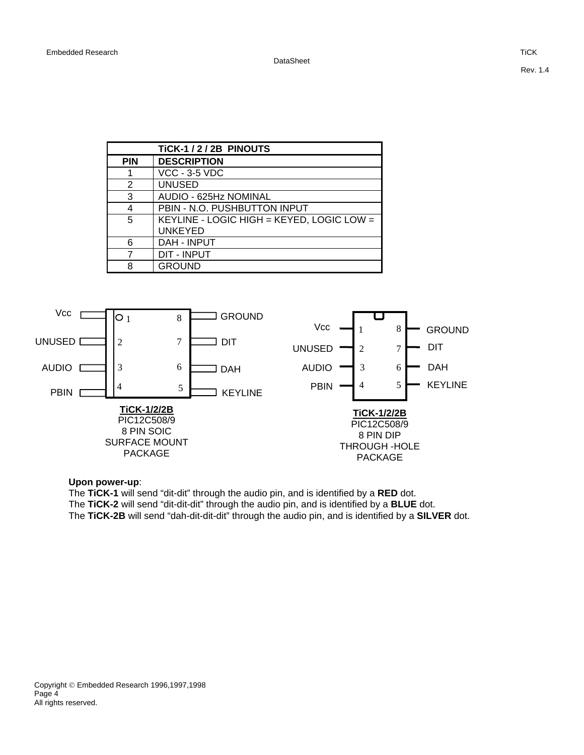| TiCK-1 / 2 / 2B PINOUTS | |
|---|---|
| **PIN** | **DESCRIPTION** |
| 1 | VCC - 3-5 VDC |
| 2 | UNUSED |
| 3 | AUDIO - 625Hz NOMINAL |
| 4 | PBIN - N.O. PUSHBUTTON INPUT |
| 5 | KEYLINE - LOGIC HIGH = KEYED, LOGIC LOW = UNKEYED |
| 6 | DAH - INPUT |
| 7 | DIT - INPUT |
| 8 | GROUND |

Vcc 1 8 GROUND
UNUSED 2 7 DIT
AUDIO 3 6 DAH
PBIN 4 5 KEYLINE

**TiCK-1/2/2B**
PIC12C508/9
8 PIN SOIC
SURFACE MOUNT
PACKAGE

Vcc 1 8 GROUND
UNUSED 2 7 DIT
AUDIO 3 6 DAH
PBIN 4 5 KEYLINE

**TiCK-1/2/2B**
PIC12C508/9
8 PIN DIP
THROUGH -HOLE
PACKAGE

**Upon power-up**:
The **TiCK-1** will send "dit-dit" through the audio pin, and is identified by a **RED** dot.
The **TiCK-2** will send "dit-dit-dit" through the audio pin, and is identified by a **BLUE** dot.
The **TiCK-2B** will send "dah-dit-dit-dit" through the audio pin, and is identified by a **SILVER** dot.